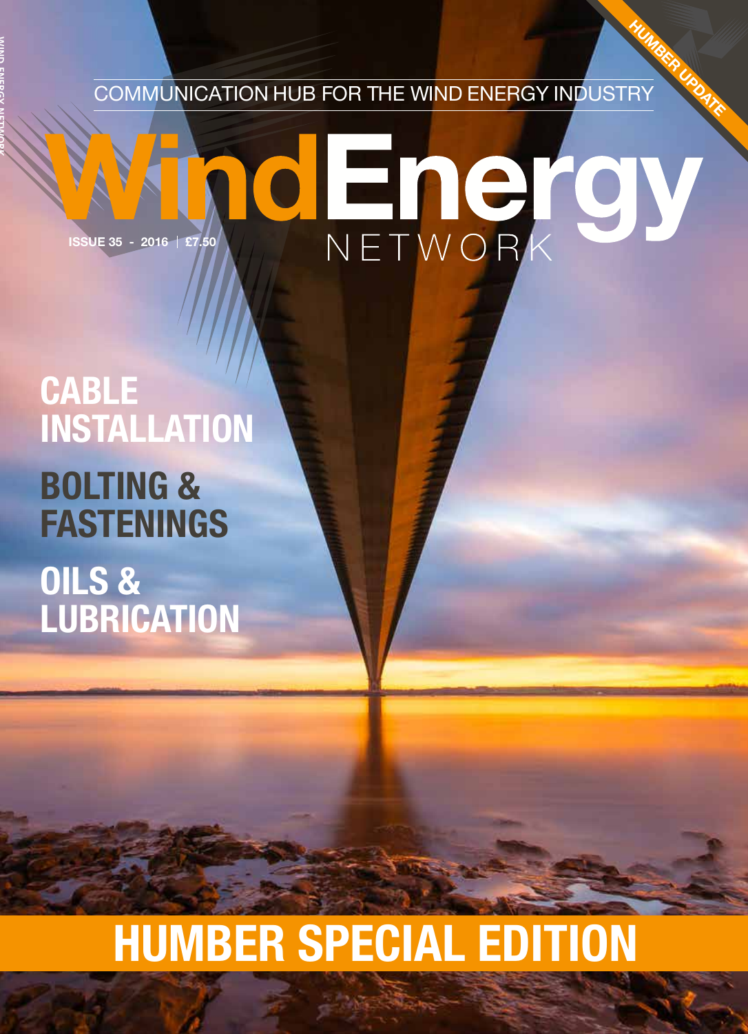HUMBER UPDATE

COMMUNICATION HUB FOR THE WIND ENERGY INDUSTRY

# WindEnergy NETWORK

ISSUE 35 - 2016 | £7.50

## CABLE INSTALLATION

## BOLTING & FASTENINGS

## OILS & LUBRICATION

# HUMBER SPECIAL EDITION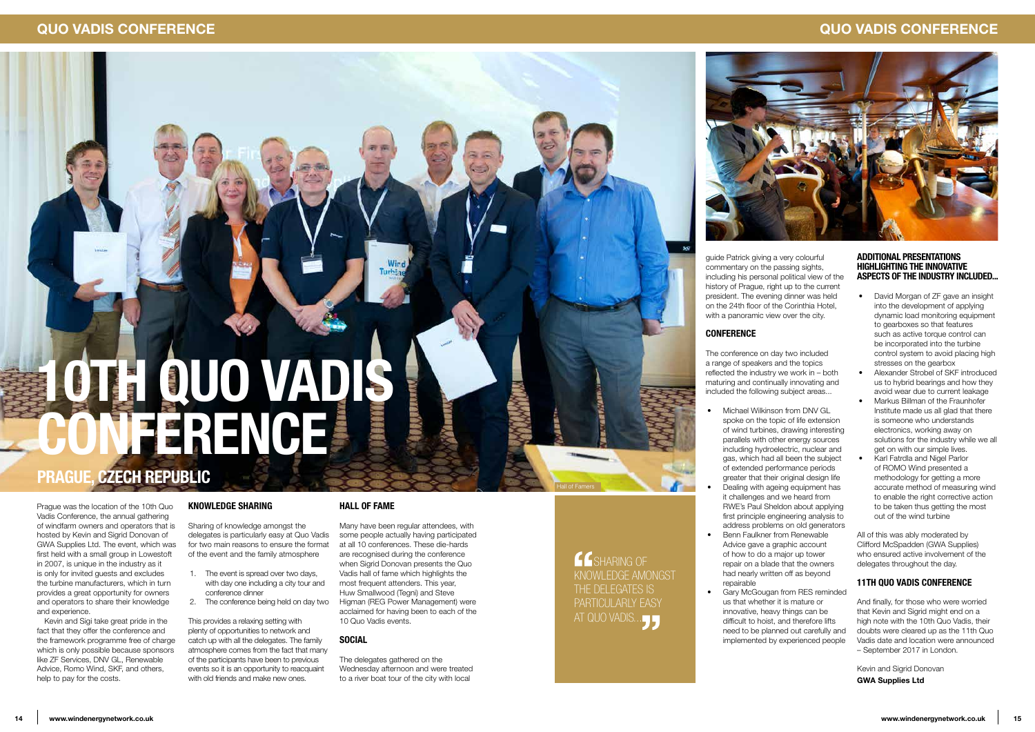# 10TH QUO VADIS CONFERENCE

## PRAGUE, CZECH REPUBLIC

Hall of Famers

Prague was the location of the 10th Quo Vadis Conference, the annual gathering of windfarm owners and operators that is hosted by Kevin and Sigrid Donovan of GWA Supplies Ltd. The event, which was first held with a small group in Lowestoft in 2007, is unique in the industry as it is only for invited guests and excludes the turbine manufacturers, which in turn provides a great opportunity for owners and operators to share their knowledge and experience.

Kevin and Sigi take great pride in the fact that they offer the conference and the framework programme free of charge which is only possible because sponsors like ZF Services, DNV GL, Renewable Advice, Romo Wind, SKF, and others, help to pay for the costs.

### KNOWLEDGE SHARING

Sharing of knowledge amongst the delegates is particularly easy at Quo Vadis for two main reasons to ensure the format of the event and the family atmosphere

1. The event is spread over two days, with day one including a city tour and conference dinner
2. The conference being held on day two

This provides a relaxing setting with plenty of opportunities to network and catch up with all the delegates. The family atmosphere comes from the fact that many of the participants have been to previous events so it is an opportunity to reacquaint with old friends and make new ones.

### HALL OF FAME

Many have been regular attendees, with some people actually having participated at all 10 conferences. These die-hards are recognised during the conference when Sigrid Donovan presents the Quo Vadis hall of fame which highlights the most frequent attenders. This year, Huw Smallwood (Tegni) and Steve Higman (REG Power Management) were acclaimed for having been to each of the 10 Quo Vadis events.

### SOCIAL

The delegates gathered on the Wednesday afternoon and were treated to a river boat tour of the city with local guide Patrick giving a very colourful commentary on the passing sights, including his personal political view of the history of Prague, right up to the current president. The evening dinner was held on the 24th floor of the Corinthia Hotel, with a panoramic view over the city.

> "SHARING OF KNOWLEDGE AMONGST THE DELEGATES IS PARTICULARLY EASY AT QUO VADIS..."

### CONFERENCE

The conference on day two included a range of speakers and the topics reflected the industry we work in – both maturing and continually innovating and included the following subject areas...

- Michael Wilkinson from DNV GL spoke on the topic of life extension of wind turbines, drawing interesting parallels with other energy sources including hydroelectric, nuclear and gas, which had all been the subject of extended performance periods greater that their original design life
- Dealing with ageing equipment has it challenges and we heard from RWE's Paul Sheldon about applying first principle engineering analysis to address problems on old generators
- Benn Faulkner from Renewable Advice gave a graphic account of how to do a major up tower repair on a blade that the owners had nearly written off as beyond repairable
- Gary McGougan from RES reminded us that whether it is mature or innovative, heavy things can be difficult to hoist, and therefore lifts need to be planned out carefully and implemented by experienced people

### ADDITIONAL PRESENTATIONS HIGHLIGHTING THE INNOVATIVE ASPECTS OF THE INDUSTRY INCLUDED...

- David Morgan of ZF gave an insight into the development of applying dynamic load monitoring equipment to gearboxes so that features such as active torque control can be incorporated into the turbine control system to avoid placing high stresses on the gearbox
- Alexander Strobel of SKF introduced us to hybrid bearings and how they avoid wear due to current leakage
- Markus Billman of the Fraunhofer Institute made us all glad that there is someone who understands electronics, working away on solutions for the industry while we all get on with our simple lives.
- Karl Fatrdla and Nigel Parlor of ROMO Wind presented a methodology for getting a more accurate method of measuring wind to enable the right corrective action to be taken thus getting the most out of the wind turbine

All of this was ably moderated by Clifford McSpadden (GWA Supplies) who ensured active involvement of the delegates throughout the day.

### 11TH QUO VADIS CONFERENCE

And finally, for those who were worried that Kevin and Sigrid might end on a high note with the 10th Quo Vadis, their doubts were cleared up as the 11th Quo Vadis date and location were announced – September 2017 in London.

Kevin and Sigrid Donovan
**GWA Supplies Ltd**